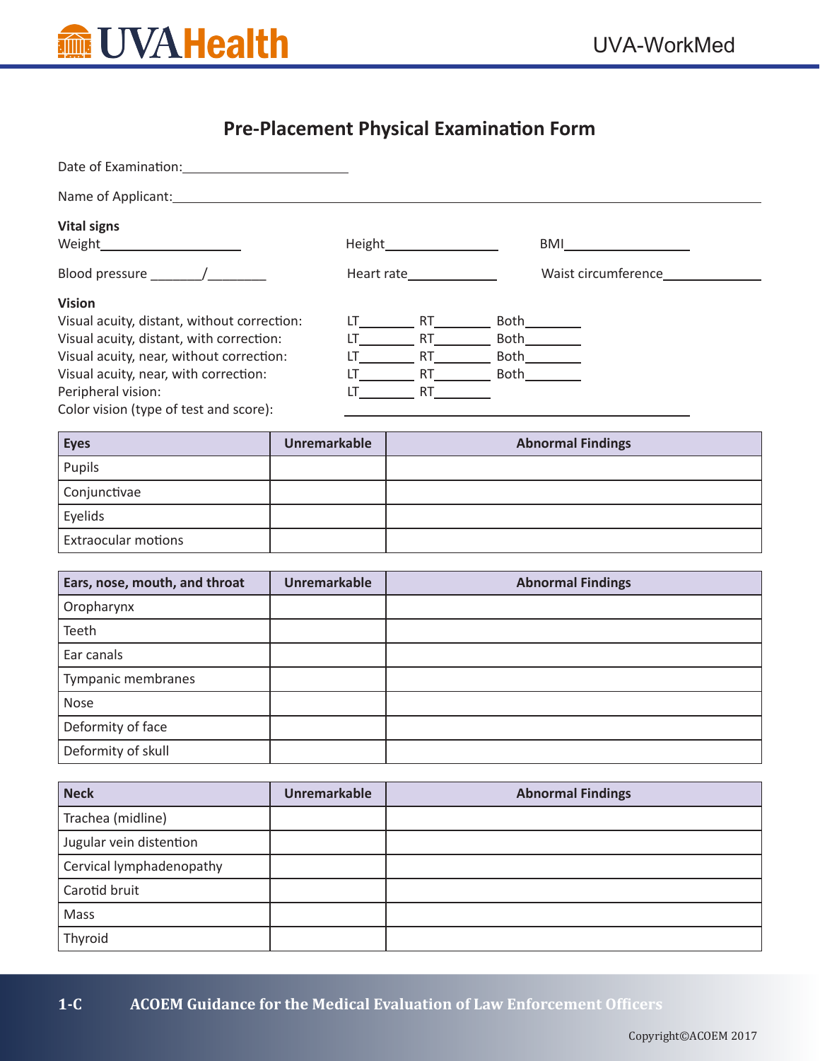UVA Health

UVA-WorkMed

# Pre-Placement Physical Examination Form

Date of Examination:\_\_\_\_\_\_\_\_\_\_\_\_\_\_\_\_\_\_\_\_

Name of Applicant:\_\_\_\_\_\_\_\_\_\_\_\_\_\_\_\_\_\_\_\_\_\_\_\_\_\_\_\_\_\_\_\_\_\_\_\_\_\_\_\_\_\_\_\_\_\_\_\_\_\_\_\_\_\_\_\_\_\_\_\_

**Vital signs**

Weight\_\_\_\_\_\_\_\_\_\_\_\_\_\_\_\_ Height\_\_\_\_\_\_\_\_\_\_\_\_\_\_ BMI\_\_\_\_\_\_\_\_\_\_\_\_\_\_

Blood pressure \_\_\_\_\_\_\_/\_\_\_\_\_\_\_\_ Heart rate\_\_\_\_\_\_\_\_\_\_\_ Waist circumference\_\_\_\_\_\_\_\_\_\_\_\_

**Vision**

Visual acuity, distant, without correction: LT\_\_\_\_\_\_\_ RT\_\_\_\_\_\_\_ Both\_\_\_\_\_\_\_

Visual acuity, distant, with correction: LT\_\_\_\_\_\_\_ RT\_\_\_\_\_\_\_ Both\_\_\_\_\_\_\_

Visual acuity, near, without correction: LT\_\_\_\_\_\_\_ RT\_\_\_\_\_\_\_ Both\_\_\_\_\_\_\_

Visual acuity, near, with correction: LT\_\_\_\_\_\_\_ RT\_\_\_\_\_\_\_ Both\_\_\_\_\_\_\_

Peripheral vision: LT\_\_\_\_\_\_\_ RT\_\_\_\_\_\_\_

Color vision (type of test and score): \_\_\_\_\_\_\_\_\_\_\_\_\_\_\_\_\_\_\_\_\_\_\_\_\_\_\_\_\_\_\_\_\_\_\_\_

| Eyes | Unremarkable | Abnormal Findings |
|---|---|---|
| Pupils | | |
| Conjunctivae | | |
| Eyelids | | |
| Extraocular motions | | |

| Ears, nose, mouth, and throat | Unremarkable | Abnormal Findings |
|---|---|---|
| Oropharynx | | |
| Teeth | | |
| Ear canals | | |
| Tympanic membranes | | |
| Nose | | |
| Deformity of face | | |
| Deformity of skull | | |

| Neck | Unremarkable | Abnormal Findings |
|---|---|---|
| Trachea (midline) | | |
| Jugular vein distention | | |
| Cervical lymphadenopathy | | |
| Carotid bruit | | |
| Mass | | |
| Thyroid | | |

1-C ACOEM Guidance for the Medical Evaluation of Law Enforcement Officers

Copyright©ACOEM 2017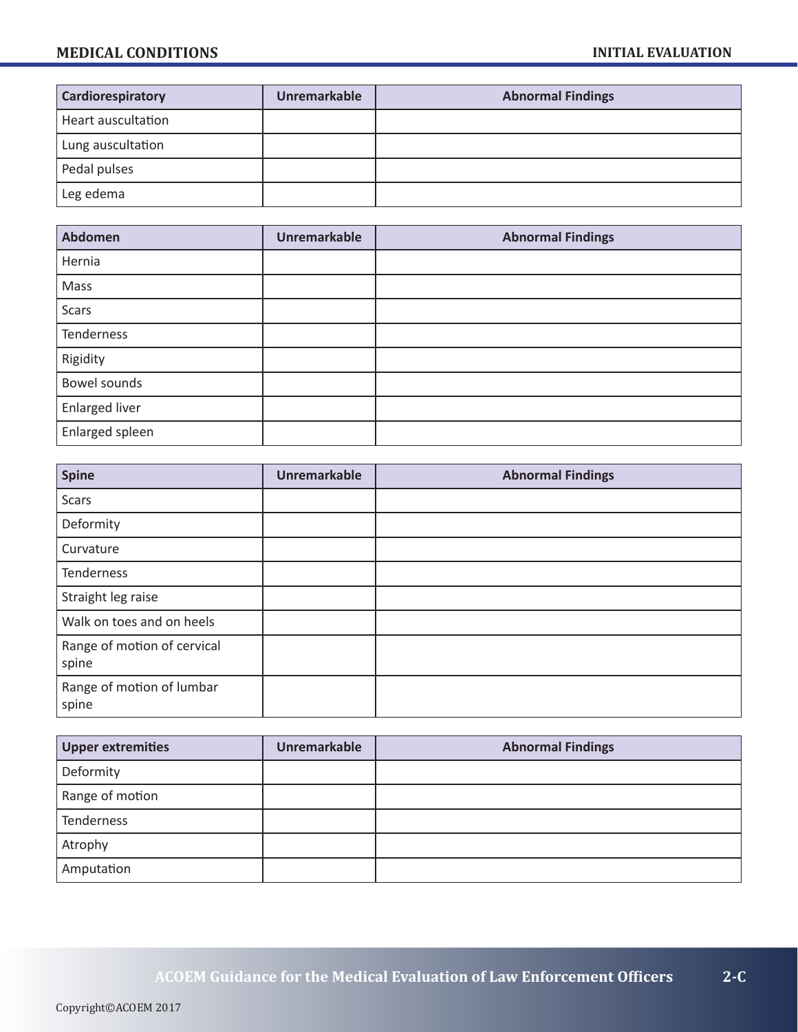| Cardiorespiratory | Unremarkable | Abnormal Findings |
|---|---|---|
| Heart auscultation | | |
| Lung auscultation | | |
| Pedal pulses | | |
| Leg edema | | |

| Abdomen | Unremarkable | Abnormal Findings |
|---|---|---|
| Hernia | | |
| Mass | | |
| Scars | | |
| Tenderness | | |
| Rigidity | | |
| Bowel sounds | | |
| Enlarged liver | | |
| Enlarged spleen | | |

| Spine | Unremarkable | Abnormal Findings |
|---|---|---|
| Scars | | |
| Deformity | | |
| Curvature | | |
| Tenderness | | |
| Straight leg raise | | |
| Walk on toes and on heels | | |
| Range of motion of cervical spine | | |
| Range of motion of lumbar spine | | |

| Upper extremities | Unremarkable | Abnormal Findings |
|---|---|---|
| Deformity | | |
| Range of motion | | |
| Tenderness | | |
| Atrophy | | |
| Amputation | | |

Copyright©ACOEM 2017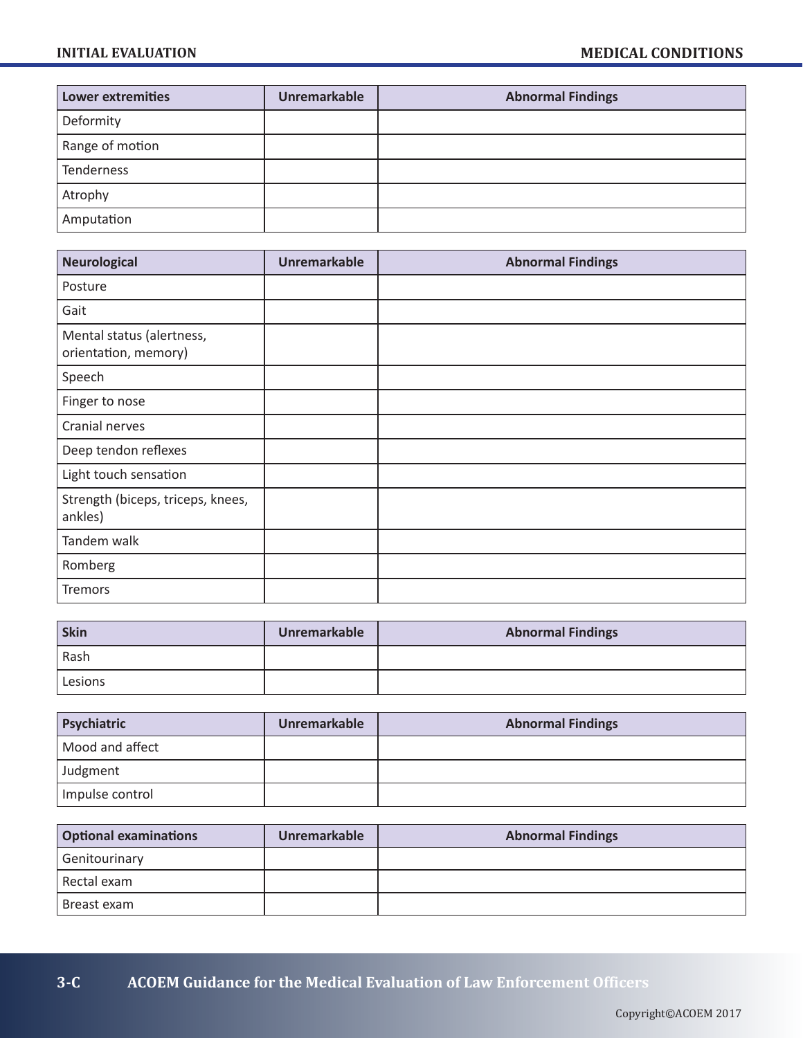| Lower extremities | Unremarkable | Abnormal Findings |
|---|---|---|
| Deformity | | |
| Range of motion | | |
| Tenderness | | |
| Atrophy | | |
| Amputation | | |

| Neurological | Unremarkable | Abnormal Findings |
|---|---|---|
| Posture | | |
| Gait | | |
| Mental status (alertness, orientation, memory) | | |
| Speech | | |
| Finger to nose | | |
| Cranial nerves | | |
| Deep tendon reflexes | | |
| Light touch sensation | | |
| Strength (biceps, triceps, knees, ankles) | | |
| Tandem walk | | |
| Romberg | | |
| Tremors | | |

| Skin | Unremarkable | Abnormal Findings |
|---|---|---|
| Rash | | |
| Lesions | | |

| Psychiatric | Unremarkable | Abnormal Findings |
|---|---|---|
| Mood and affect | | |
| Judgment | | |
| Impulse control | | |

| Optional examinations | Unremarkable | Abnormal Findings |
|---|---|---|
| Genitourinary | | |
| Rectal exam | | |
| Breast exam | | |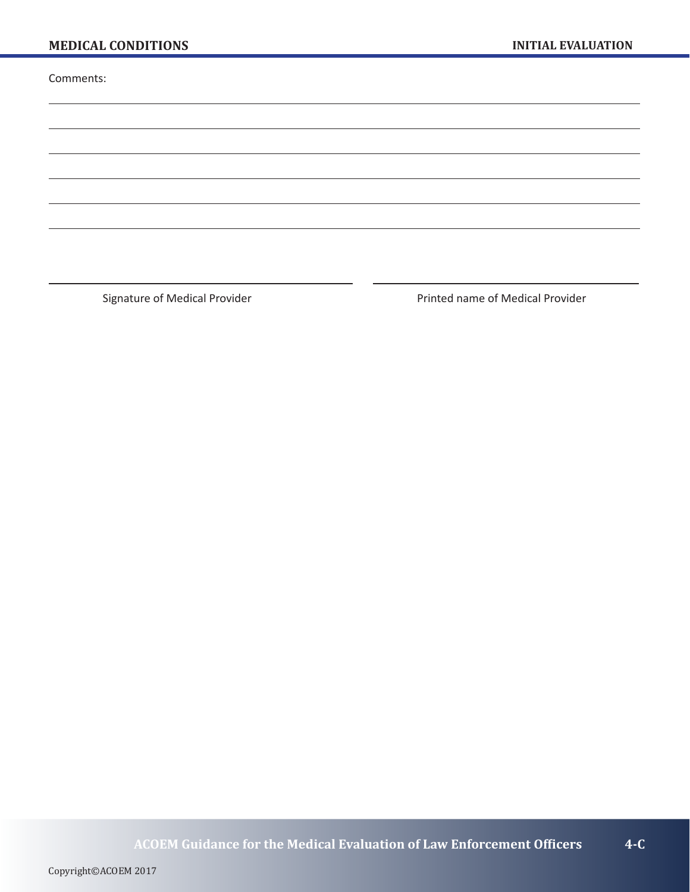Comments:

\_\_\_\_\_\_\_\_\_\_\_\_\_\_\_\_\_\_\_\_\_\_\_\_\_\_\_\_\_\_\_\_\_\_\_\_\_\_\_\_\_\_\_\_\_\_\_\_\_\_\_\_\_\_\_\_\_\_\_\_\_\_\_\_\_\_\_\_\_\_\_\_\_\_\_\_

\_\_\_\_\_\_\_\_\_\_\_\_\_\_\_\_\_\_\_\_\_\_\_\_\_\_\_\_\_\_\_\_\_\_\_\_\_\_\_\_\_\_\_\_\_\_\_\_\_\_\_\_\_\_\_\_\_\_\_\_\_\_\_\_\_\_\_\_\_\_\_\_\_\_\_\_

\_\_\_\_\_\_\_\_\_\_\_\_\_\_\_\_\_\_\_\_\_\_\_\_\_\_\_\_\_\_\_\_\_\_\_\_\_\_\_\_\_\_\_\_\_\_\_\_\_\_\_\_\_\_\_\_\_\_\_\_\_\_\_\_\_\_\_\_\_\_\_\_\_\_\_\_

\_\_\_\_\_\_\_\_\_\_\_\_\_\_\_\_\_\_\_\_\_\_\_\_\_\_\_\_\_\_\_\_\_\_\_\_\_\_\_\_\_\_\_\_\_\_\_\_\_\_\_\_\_\_\_\_\_\_\_\_\_\_\_\_\_\_\_\_\_\_\_\_\_\_\_\_

\_\_\_\_\_\_\_\_\_\_\_\_\_\_\_\_\_\_\_\_\_\_\_\_\_\_\_\_\_\_\_\_\_\_\_\_\_\_\_\_\_\_\_\_\_\_\_\_\_\_\_\_\_\_\_\_\_\_\_\_\_\_\_\_\_\_\_\_\_\_\_\_\_\_\_\_

\_\_\_\_\_\_\_\_\_\_\_\_\_\_\_\_\_\_\_\_\_\_\_\_\_\_\_\_\_\_\_\_\_\_\_\_\_\_\_\_\_\_\_\_\_\_\_\_\_\_\_\_\_\_\_\_\_\_\_\_\_\_\_\_\_\_\_\_\_\_\_\_\_\_\_\_

| \_\_\_\_\_\_\_\_\_\_\_\_\_\_\_\_\_\_\_\_\_\_\_\_\_\_\_\_\_\_\_\_\_\_\_\_ | \_\_\_\_\_\_\_\_\_\_\_\_\_\_\_\_\_\_\_\_\_\_\_\_\_\_\_\_\_\_\_\_\_\_\_\_ |
| --- | --- |
| Signature of Medical Provider | Printed name of Medical Provider |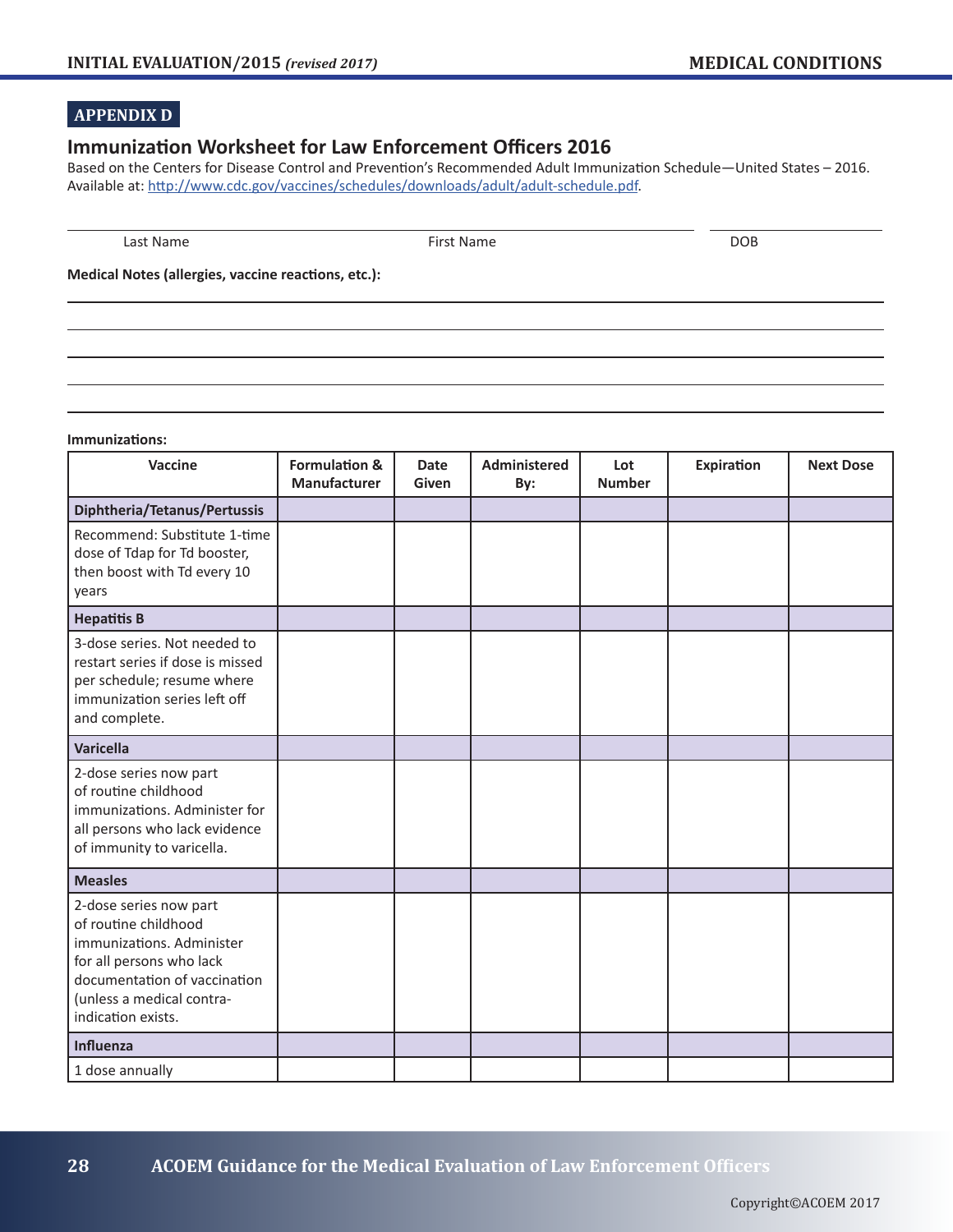## APPENDIX D

### Immunization Worksheet for Law Enforcement Officers 2016

Based on the Centers for Disease Control and Prevention's Recommended Adult Immunization Schedule—United States – 2016. Available at: http://www.cdc.gov/vaccines/schedules/downloads/adult/adult-schedule.pdf.

Last Name ____________ First Name ____________ DOB ____________

**Medical Notes (allergies, vaccine reactions, etc.):**

**Immunizations:**

| Vaccine | Formulation & Manufacturer | Date Given | Administered By: | Lot Number | Expiration | Next Dose |
|---|---|---|---|---|---|---|
| **Diphtheria/Tetanus/Pertussis** | | | | | | |
| Recommend: Substitute 1-time dose of Tdap for Td booster, then boost with Td every 10 years | | | | | | |
| **Hepatitis B** | | | | | | |
| 3-dose series. Not needed to restart series if dose is missed per schedule; resume where immunization series left off and complete. | | | | | | |
| **Varicella** | | | | | | |
| 2-dose series now part of routine childhood immunizations. Administer for all persons who lack evidence of immunity to varicella. | | | | | | |
| **Measles** | | | | | | |
| 2-dose series now part of routine childhood immunizations. Administer for all persons who lack documentation of vaccination (unless a medical contra-indication exists. | | | | | | |
| **Influenza** | | | | | | |
| 1 dose annually | | | | | | |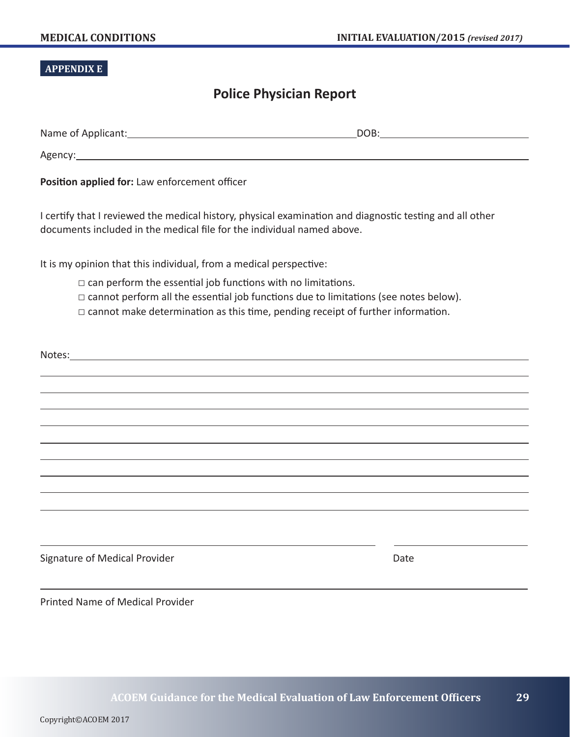**APPENDIX E**

## Police Physician Report

Name of Applicant:\_\_\_\_\_\_\_\_\_\_\_\_\_\_\_\_\_\_\_\_\_\_\_\_\_\_\_\_\_\_\_\_\_\_\_\_\_\_\_\_DOB:\_\_\_\_\_\_\_\_\_\_\_\_\_\_\_\_\_\_\_\_\_\_\_\_\_\_\_

Agency:\_\_\_\_\_\_\_\_\_\_\_\_\_\_\_\_\_\_\_\_\_\_\_\_\_\_\_\_\_\_\_\_\_\_\_\_\_\_\_\_\_\_\_\_\_\_\_\_\_\_\_\_\_\_\_\_\_\_\_\_\_\_\_\_\_\_\_\_\_\_\_\_\_\_\_\_\_\_\_\_

**Position applied for:** Law enforcement officer

I certify that I reviewed the medical history, physical examination and diagnostic testing and all other documents included in the medical file for the individual named above.

It is my opinion that this individual, from a medical perspective:

- □ can perform the essential job functions with no limitations.
- □ cannot perform all the essential job functions due to limitations (see notes below).
- □ cannot make determination as this time, pending receipt of further information.

Notes:\_\_\_\_\_\_\_\_\_\_\_\_\_\_\_\_\_\_\_\_\_\_\_\_\_\_\_\_\_\_\_\_\_\_\_\_\_\_\_\_\_\_\_\_\_\_\_\_\_\_\_\_\_\_\_\_\_\_\_\_\_\_\_\_\_\_\_\_\_\_\_\_\_\_\_\_\_\_\_\_\_

\_\_\_\_\_\_\_\_\_\_\_\_\_\_\_\_\_\_\_\_\_\_\_\_\_\_\_\_\_\_\_\_\_\_\_\_\_\_\_\_\_\_\_\_\_\_\_\_\_\_\_\_\_\_\_\_\_\_\_\_\_\_\_\_\_\_\_\_\_\_\_\_\_\_\_\_\_\_\_\_\_\_\_\_\_\_\_\_

\_\_\_\_\_\_\_\_\_\_\_\_\_\_\_\_\_\_\_\_\_\_\_\_\_\_\_\_\_\_\_\_\_\_\_\_\_\_\_\_\_\_\_\_\_\_\_\_\_\_\_\_\_\_\_\_\_\_\_\_\_\_\_\_\_\_\_\_\_\_\_\_\_\_\_\_\_\_\_\_\_\_\_\_\_\_\_\_

\_\_\_\_\_\_\_\_\_\_\_\_\_\_\_\_\_\_\_\_\_\_\_\_\_\_\_\_\_\_\_\_\_\_\_\_\_\_\_\_\_\_\_\_\_\_\_\_\_\_\_\_\_\_\_\_\_\_\_\_\_\_\_\_\_\_\_\_\_\_\_\_\_\_\_\_\_\_\_\_\_\_\_\_\_\_\_\_

\_\_\_\_\_\_\_\_\_\_\_\_\_\_\_\_\_\_\_\_\_\_\_\_\_\_\_\_\_\_\_\_\_\_\_\_\_\_\_\_\_\_\_\_\_\_\_\_\_\_\_\_\_\_\_\_\_\_\_\_\_\_\_\_\_\_\_\_\_\_\_\_\_\_\_\_\_\_\_\_\_\_\_\_\_\_\_\_

\_\_\_\_\_\_\_\_\_\_\_\_\_\_\_\_\_\_\_\_\_\_\_\_\_\_\_\_\_\_\_\_\_\_\_\_\_\_\_\_\_\_\_\_\_\_\_\_\_\_\_\_\_\_\_\_\_\_\_\_\_\_\_\_\_\_\_\_\_\_\_\_\_\_\_\_\_\_\_\_\_\_\_\_\_\_\_\_

\_\_\_\_\_\_\_\_\_\_\_\_\_\_\_\_\_\_\_\_\_\_\_\_\_\_\_\_\_\_\_\_\_\_\_\_\_\_\_\_\_\_\_\_\_\_\_\_\_\_\_\_\_\_\_\_\_\_\_\_\_\_\_\_\_\_\_\_\_\_\_\_\_\_\_\_\_\_\_\_\_\_\_\_\_\_\_\_

\_\_\_\_\_\_\_\_\_\_\_\_\_\_\_\_\_\_\_\_\_\_\_\_\_\_\_\_\_\_\_\_\_\_\_\_\_\_\_\_\_\_\_\_\_\_\_\_\_\_\_\_\_\_\_\_\_\_\_\_\_\_\_\_\_\_\_\_\_\_\_\_\_\_\_\_\_\_\_\_\_\_\_\_\_\_\_\_

\_\_\_\_\_\_\_\_\_\_\_\_\_\_\_\_\_\_\_\_\_\_\_\_\_\_\_\_\_\_\_\_\_\_\_\_\_\_\_\_\_\_\_\_\_\_\_\_\_\_\_\_\_\_\_\_\_\_\_\_\_\_\_\_\_\_\_\_\_\_\_\_\_\_\_\_\_\_\_\_\_\_\_\_\_\_\_\_

\_\_\_\_\_\_\_\_\_\_\_\_\_\_\_\_\_\_\_\_\_\_\_\_\_\_\_\_\_\_\_\_\_\_\_\_\_\_\_\_\_\_\_\_\_\_\_\_\_\_\_\_\_\_\_\_\_\_\_\_\_\_\_\_\_\_\_\_\_\_\_\_\_\_\_\_\_\_\_\_\_\_\_\_\_\_\_\_

\_\_\_\_\_\_\_\_\_\_\_\_\_\_\_\_\_\_\_\_\_\_\_\_\_\_\_\_\_\_\_\_\_\_\_\_\_\_\_\_\_\_\_\_\_\_\_\_\_\_\_\_\_\_\_\_\_\_\_\_\_\_\_\_\_\_\_\_\_\_\_\_\_\_\_\_\_\_\_\_\_\_\_\_\_\_\_\_

\_\_\_\_\_\_\_\_\_\_\_\_\_\_\_\_\_\_\_\_\_\_\_\_\_\_\_\_\_\_\_\_\_\_\_\_\_\_\_\_\_\_\_\_\_\_\_\_\_\_\_\_\_\_\_\_\_\_\_\_\_\_\_\_\_\_\_\_\_\_\_\_\_\_\_\_\_ \_\_\_\_\_\_\_\_\_\_\_\_\_\_\_\_\_\_\_\_\_\_\_\_\_\_\_\_\_\_

Signature of Medical Provider Date

\_\_\_\_\_\_\_\_\_\_\_\_\_\_\_\_\_\_\_\_\_\_\_\_\_\_\_\_\_\_\_\_\_\_\_\_\_\_\_\_\_\_\_\_\_\_\_\_\_\_\_\_\_\_\_\_\_\_\_\_\_\_\_\_\_\_\_\_\_\_\_\_\_\_\_\_\_\_\_\_\_\_\_\_\_\_\_\_

Printed Name of Medical Provider

Copyright©ACOEM 2017